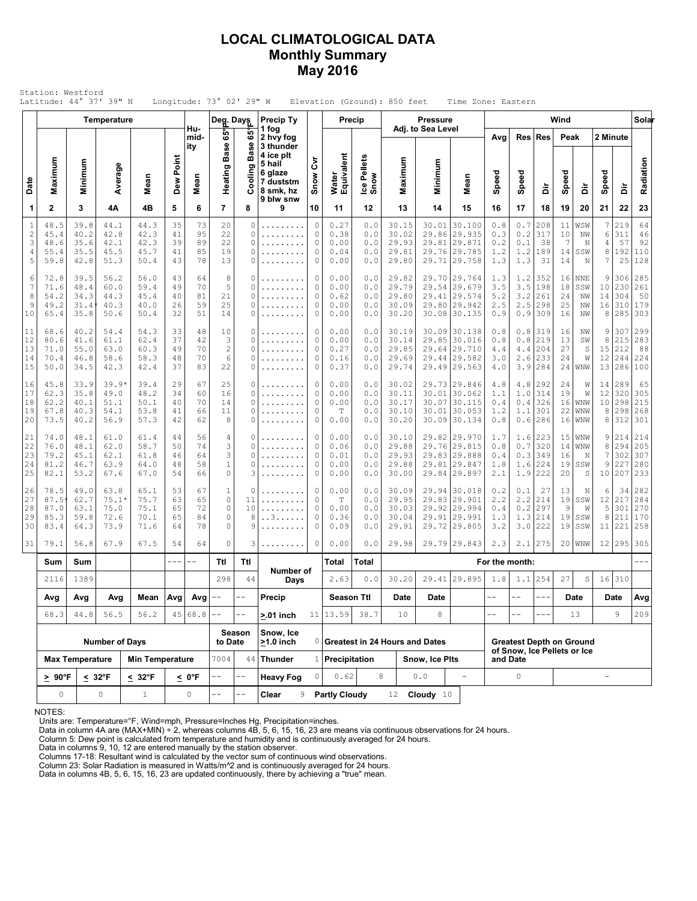# LOCAL CLIMATOLOGICAL DATA
## Monthly Summary
## May 2016

Station: Westford
Latitude: 44° 37' 39" N Longitude: 73° 02' 29" W Elevation (Ground): 850 feet Time Zone: Eastern

| Date | Temperature Maximum | Temperature Minimum | Temperature Average | Temperature Mean | Dew Point | Humidity Mean | Deg. Days Heating Base 65°F | Deg. Days Cooling Base 65°F | Precip Ty 1 fog 2 hvy fog 3 thunder 4 ice plt 5 hail 6 glaze 7 duststm 8 smk, hz 9 blw snw | Snow Cvr | Precip Water Equivalent | Precip Ice Pellets Snow | Pressure Adj. to Sea Level Maximum | Pressure Minimum | Pressure Mean | Wind Avg Speed | Wind Res Speed | Wind Res Dir | Wind Peak Speed | Wind Peak Dir | Wind 2 Minute Speed | Wind 2 Minute Dir | Solar Radiation |
|---|---|---|---|---|---|---|---|---|---|---|---|---|---|---|---|---|---|---|---|---|---|---|---|
| 1 | 2 | 3 | 4A | 4B | 5 | 6 | 7 | 8 | 9 | 10 | 11 | 12 | 13 | 14 | 15 | 16 | 17 | 18 | 19 | 20 | 21 | 22 | 23 |
| 1 | 48.5 | 39.8 | 44.1 | 44.3 | 35 | 73 | 20 | 0 | ......... | 0 | 0.27 | 0.0 | 30.15 | 30.01 | 30.100 | 0.8 | 0.7 | 208 | 11 | WSW | 7 | 219 | 64 |
| 2 | 45.4 | 40.2 | 42.8 | 42.3 | 41 | 95 | 22 | 0 | ......... | 0 | 0.38 | 0.0 | 30.02 | 29.86 | 29.935 | 0.3 | 0.2 | 317 | 10 | NW | 6 | 311 | 46 |
| 3 | 48.6 | 35.6 | 42.1 | 42.3 | 39 | 89 | 22 | 0 | ......... | 0 | 0.00 | 0.0 | 29.93 | 29.81 | 29.871 | 0.2 | 0.1 | 38 | 7 | N | 4 | 57 | 92 |
| 4 | 55.4 | 35.5 | 45.5 | 45.7 | 41 | 85 | 19 | 0 | ......... | 0 | 0.04 | 0.0 | 29.81 | 29.76 | 29.785 | 1.2 | 1.2 | 189 | 14 | SSW | 8 | 192 | 110 |
| 5 | 59.8 | 42.8 | 51.3 | 50.4 | 43 | 78 | 13 | 0 | ......... | 0 | 0.00 | 0.0 | 29.80 | 29.71 | 29.758 | 1.3 | 1.3 | 31 | 14 | N | 7 | 25 | 128 |
| 6 | 72.8 | 39.5 | 56.2 | 56.0 | 43 | 64 | 8 | 0 | ......... | 0 | 0.00 | 0.0 | 29.82 | 29.70 | 29.764 | 1.3 | 1.2 | 352 | 16 | NNE | 9 | 306 | 285 |
| 7 | 71.6 | 48.4 | 60.0 | 59.4 | 49 | 70 | 5 | 0 | ......... | 0 | 0.00 | 0.0 | 29.79 | 29.54 | 29.679 | 3.5 | 3.5 | 198 | 18 | SSW | 10 | 230 | 261 |
| 8 | 54.2 | 34.3 | 44.3 | 45.4 | 40 | 81 | 21 | 0 | ......... | 0 | 0.62 | 0.0 | 29.80 | 29.41 | 29.574 | 5.2 | 3.2 | 261 | 24 | NW | 14 | 304 | 50 |
| 9 | 49.2 | 31.4* | 40.3 | 40.0 | 26 | 59 | 25 | 0 | ......... | 0 | 0.00 | 0.0 | 30.09 | 29.80 | 29.942 | 2.5 | 2.5 | 298 | 25 | NW | 16 | 310 | 179 |
| 10 | 65.4 | 35.8 | 50.6 | 50.4 | 32 | 51 | 14 | 0 | ......... | 0 | 0.00 | 0.0 | 30.20 | 30.08 | 30.135 | 0.9 | 0.9 | 309 | 16 | NW | 8 | 285 | 303 |
| 11 | 68.6 | 40.2 | 54.4 | 54.3 | 33 | 48 | 10 | 0 | ......... | 0 | 0.00 | 0.0 | 30.19 | 30.09 | 30.138 | 0.8 | 0.8 | 319 | 16 | NW | 9 | 307 | 299 |
| 12 | 80.6 | 41.6 | 61.1 | 62.4 | 37 | 42 | 3 | 0 | ......... | 0 | 0.00 | 0.0 | 30.14 | 29.85 | 30.016 | 0.8 | 0.8 | 219 | 13 | SW | 8 | 215 | 283 |
| 13 | 71.0 | 55.0 | 63.0 | 60.3 | 49 | 70 | 2 | 0 | ......... | 0 | 0.27 | 0.0 | 29.85 | 29.64 | 29.710 | 4.4 | 4.4 | 204 | 27 | S | 15 | 212 | 88 |
| 14 | 70.4 | 46.8 | 58.6 | 58.3 | 48 | 70 | 6 | 0 | ......... | 0 | 0.16 | 0.0 | 29.69 | 29.44 | 29.582 | 3.0 | 2.6 | 233 | 24 | W | 12 | 244 | 224 |
| 15 | 50.0 | 34.5 | 42.3 | 42.4 | 37 | 83 | 22 | 0 | ......... | 0 | 0.37 | 0.0 | 29.74 | 29.49 | 29.563 | 4.0 | 3.9 | 284 | 24 | WNW | 13 | 286 | 100 |
| 16 | 45.8 | 33.9 | 39.9* | 39.4 | 29 | 67 | 25 | 0 | ......... | 0 | 0.00 | 0.0 | 30.02 | 29.73 | 29.846 | 4.8 | 4.8 | 292 | 24 | W | 14 | 289 | 65 |
| 17 | 62.3 | 35.8 | 49.0 | 48.2 | 34 | 60 | 16 | 0 | ......... | 0 | 0.00 | 0.0 | 30.11 | 30.01 | 30.062 | 1.1 | 1.0 | 314 | 19 | W | 12 | 320 | 305 |
| 18 | 62.2 | 40.1 | 51.1 | 50.1 | 40 | 70 | 14 | 0 | ......... | 0 | 0.00 | 0.0 | 30.17 | 30.07 | 30.115 | 0.4 | 0.4 | 326 | 16 | WNW | 10 | 298 | 215 |
| 19 | 67.8 | 40.3 | 54.1 | 53.8 | 41 | 66 | 11 | 0 | ......... | 0 | T | 0.0 | 30.10 | 30.01 | 30.053 | 1.2 | 1.1 | 301 | 22 | WNW | 8 | 298 | 268 |
| 20 | 73.5 | 40.2 | 56.9 | 57.3 | 42 | 62 | 8 | 0 | ......... | 0 | 0.00 | 0.0 | 30.20 | 30.09 | 30.134 | 0.8 | 0.6 | 286 | 16 | WNW | 8 | 312 | 301 |
| 21 | 74.0 | 48.1 | 61.0 | 61.4 | 44 | 56 | 4 | 0 | ......... | 0 | 0.00 | 0.0 | 30.10 | 29.82 | 29.970 | 1.7 | 1.6 | 223 | 15 | WNW | 9 | 214 | 214 |
| 22 | 76.0 | 48.1 | 62.0 | 58.7 | 50 | 74 | 3 | 0 | ......... | 0 | 0.06 | 0.0 | 29.88 | 29.76 | 29.815 | 0.8 | 0.7 | 320 | 14 | WNW | 8 | 294 | 205 |
| 23 | 79.2 | 45.1 | 62.1 | 61.8 | 46 | 64 | 3 | 0 | ......... | 0 | 0.01 | 0.0 | 29.93 | 29.83 | 29.888 | 0.4 | 0.3 | 349 | 16 | N | 7 | 302 | 307 |
| 24 | 81.2 | 46.7 | 63.9 | 64.0 | 48 | 58 | 1 | 0 | ......... | 0 | 0.00 | 0.0 | 29.88 | 29.81 | 29.847 | 1.8 | 1.6 | 224 | 19 | SSW | 9 | 227 | 280 |
| 25 | 82.1 | 53.2 | 67.6 | 67.0 | 54 | 66 | 0 | 3 | ......... | 0 | 0.00 | 0.0 | 30.00 | 29.84 | 29.897 | 2.1 | 1.9 | 222 | 20 | S | 10 | 207 | 233 |
| 26 | 78.5 | 49.0 | 63.8 | 65.1 | 53 | 67 | 1 | 0 | ......... | 0 | 0.00 | 0.0 | 30.09 | 29.94 | 30.018 | 0.2 | 0.1 | 27 | 13 | N | 6 | 34 | 282 |
| 27 | 87.5* | 62.7 | 75.1* | 75.7 | 63 | 65 | 0 | 11 | ......... | 0 | T | 0.0 | 29.95 | 29.83 | 29.901 | 2.2 | 2.2 | 214 | 19 | SSW | 12 | 217 | 284 |
| 28 | 87.0 | 63.1 | 75.0 | 75.1 | 65 | 72 | 0 | 10 | ......... | 0 | 0.00 | 0.0 | 30.03 | 29.92 | 29.994 | 0.4 | 0.2 | 297 | 9 | W | 5 | 301 | 270 |
| 29 | 85.3 | 59.8 | 72.6 | 70.1 | 65 | 84 | 0 | 8 | ..3...... | 0 | 0.36 | 0.0 | 30.04 | 29.91 | 29.991 | 1.3 | 1.3 | 214 | 19 | SSW | 8 | 211 | 170 |
| 30 | 83.4 | 64.3 | 73.9 | 71.6 | 64 | 78 | 0 | 9 | ......... | 0 | 0.09 | 0.0 | 29.91 | 29.72 | 29.805 | 3.2 | 3.0 | 222 | 19 | SSW | 11 | 221 | 258 |
| 31 | 79.1 | 56.8 | 67.9 | 67.5 | 54 | 64 | 0 | 3 | ......... | 0 | 0.00 | 0.0 | 29.98 | 29.79 | 29.843 | 2.3 | 2.1 | 275 | 20 | WNW | 12 | 295 | 305 |
| | **Sum** | **Sum** | | | --- | -- | **Ttl** | **Ttl** | **Number of Days** | | **Total** | **Total** | **For the month:** | | | | | | | | | | --- |
| | 2116 | 1389 | | | | | 298 | 44 | | | 2.63 | 0.0 | 30.20 | 29.41 | 29.895 | 1.8 | 1.1 | 254 | 27 | S | 16 | 310 | |
| | **Avg** | **Avg** | **Avg** | **Mean** | **Avg** | **Avg** | -- | -- | **Precip** | | **Season Ttl** | | **Date** | **Date** | | -- | -- | --- | **Date** | | **Date** | | **Avg** |
| | 68.3 | 44.8 | 56.5 | 56.2 | 45 | 68.8 | -- | -- | **≥.01 inch** | 11 | 13.59 | 38.7 | 10 | 8 | | -- | -- | --- | 13 | | 9 | | 209 |

| Number of Days | | | | Season to Date | | Snow, Ice ≥1.0 inch | 0 | Greatest in 24 Hours and Dates | | | | Greatest Depth on Ground of Snow, Ice Pellets or Ice and Date | |
|---|---|---|---|---|---|---|---|---|---|---|---|---|---|
| **Max Temperature** | | **Min Temperature** | | 7004 | 44 | **Thunder** | 1 | **Precipitation** | | **Snow, Ice Plts** | | | |
| **≥ 90°F** | **≤ 32°F** | **≤ 32°F** | **≤ 0°F** | -- | -- | **Heavy Fog** | 0 | 0.62 | 8 | 0.0 | - | 0 | - |
| 0 | 0 | 1 | 0 | -- | -- | **Clear** 9 | | **Partly Cloudy** 12 | | **Cloudy** 10 | | | |

NOTES:
Units are: Temperature=°F, Wind=mph, Pressure=Inches Hg, Precipitation=inches.
Data in column 4A are (MAX+MIN) ÷ 2, whereas columns 4B, 5, 6, 15, 16, 23 are means via continuous observations for 24 hours.
Column 5: Dew point is calculated from temperature and humidity and is continuously averaged for 24 hours.
Data in columns 9, 10, 12 are entered manually by the station observer.
Columns 17-18: Resultant wind is calculated by the vector sum of continuous wind observations.
Column 23: Solar Radiation is measured in Watts/m^2 and is continuously averaged for 24 hours.
Data in columns 4B, 5, 6, 15, 16, 23 are updated continuously, there by achieving a "true" mean.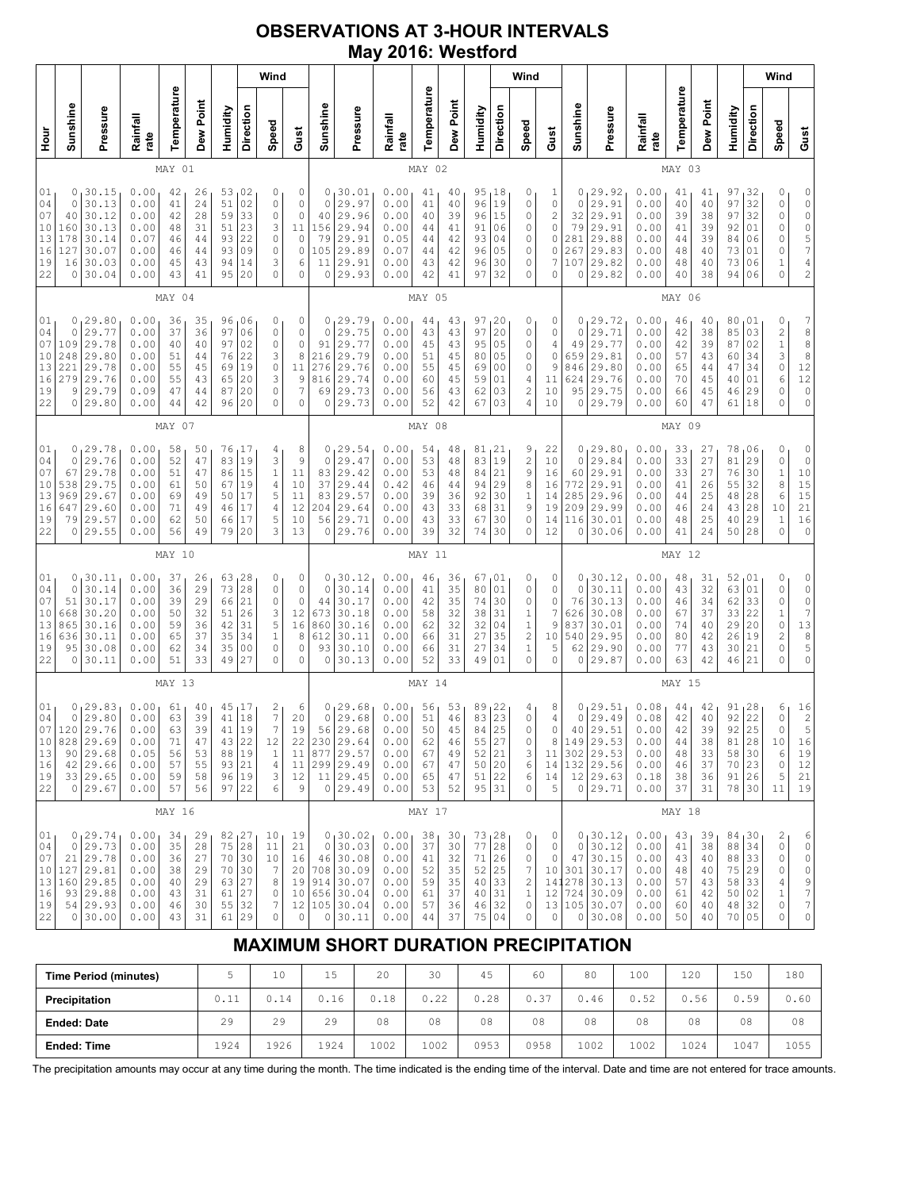# OBSERVATIONS AT 3-HOUR INTERVALS
## May 2016: Westford

| Hour | Sunshine | Pressure | Rainfall rate | Temperature | Dew Point | Humidity | Wind Direction | Wind Speed | Wind Gust | Sunshine | Pressure | Rainfall rate | Temperature | Dew Point | Humidity | Wind Direction | Wind Speed | Wind Gust | Sunshine | Pressure | Rainfall rate | Temperature | Dew Point | Humidity | Wind Direction | Wind Speed | Wind Gust |
|---|---|---|---|---|---|---|---|---|---|---|---|---|---|---|---|---|---|---|---|---|---|---|---|---|---|---|---|
| | MAY 01 | | | | | | | | | MAY 02 | | | | | | | | | MAY 03 | | | | | | | | |
| 01 | 0 | 30.15 | 0.00 | 42 | 26 | 53 | 02 | 0 | 0 | 0 | 30.01 | 0.00 | 41 | 40 | 95 | 18 | 0 | 1 | 0 | 29.92 | 0.00 | 41 | 41 | 97 | 32 | 0 | 0 |
| 04 | 0 | 30.13 | 0.00 | 41 | 24 | 51 | 02 | 0 | 0 | 0 | 29.97 | 0.00 | 41 | 40 | 96 | 19 | 0 | 0 | 0 | 29.91 | 0.00 | 40 | 40 | 97 | 32 | 0 | 0 |
| 07 | 40 | 30.12 | 0.00 | 42 | 28 | 59 | 33 | 0 | 0 | 40 | 29.96 | 0.00 | 40 | 39 | 96 | 15 | 0 | 2 | 32 | 29.91 | 0.00 | 39 | 38 | 97 | 32 | 0 | 0 |
| 10 | 160 | 30.13 | 0.00 | 48 | 31 | 51 | 23 | 3 | 11 | 156 | 29.94 | 0.00 | 44 | 41 | 91 | 06 | 0 | 0 | 79 | 29.91 | 0.00 | 41 | 39 | 92 | 01 | 0 | 0 |
| 13 | 178 | 30.14 | 0.07 | 46 | 44 | 93 | 22 | 0 | 0 | 79 | 29.91 | 0.05 | 44 | 42 | 93 | 04 | 0 | 0 | 281 | 29.88 | 0.00 | 44 | 39 | 84 | 06 | 0 | 5 |
| 16 | 127 | 30.07 | 0.00 | 46 | 44 | 93 | 09 | 0 | 0 | 105 | 29.89 | 0.07 | 44 | 42 | 96 | 05 | 0 | 0 | 267 | 29.83 | 0.00 | 48 | 40 | 73 | 01 | 0 | 7 |
| 19 | 16 | 30.03 | 0.00 | 45 | 43 | 94 | 14 | 3 | 6 | 11 | 29.91 | 0.00 | 43 | 42 | 96 | 30 | 0 | 7 | 107 | 29.82 | 0.00 | 48 | 40 | 73 | 06 | 1 | 4 |
| 22 | 0 | 30.04 | 0.00 | 43 | 41 | 95 | 20 | 0 | 0 | 0 | 29.93 | 0.00 | 42 | 41 | 97 | 32 | 0 | 0 | 0 | 29.82 | 0.00 | 40 | 38 | 94 | 06 | 0 | 2 |
| | MAY 04 | | | | | | | | | MAY 05 | | | | | | | | | MAY 06 | | | | | | | | |
| 01 | 0 | 29.80 | 0.00 | 36 | 35 | 96 | 06 | 0 | 0 | 0 | 29.79 | 0.00 | 44 | 43 | 97 | 20 | 0 | 0 | 0 | 29.72 | 0.00 | 46 | 40 | 80 | 01 | 0 | 7 |
| 04 | 0 | 29.77 | 0.00 | 37 | 36 | 97 | 06 | 0 | 0 | 0 | 29.75 | 0.00 | 43 | 43 | 97 | 20 | 0 | 0 | 0 | 29.71 | 0.00 | 42 | 38 | 85 | 03 | 2 | 8 |
| 07 | 109 | 29.78 | 0.00 | 40 | 40 | 97 | 02 | 0 | 0 | 91 | 29.77 | 0.00 | 45 | 43 | 95 | 05 | 0 | 4 | 49 | 29.77 | 0.00 | 42 | 39 | 87 | 02 | 1 | 8 |
| 10 | 248 | 29.80 | 0.00 | 51 | 44 | 76 | 22 | 3 | 8 | 216 | 29.79 | 0.00 | 51 | 45 | 80 | 05 | 0 | 0 | 659 | 29.81 | 0.00 | 57 | 43 | 60 | 34 | 3 | 8 |
| 13 | 221 | 29.78 | 0.00 | 55 | 45 | 69 | 19 | 0 | 11 | 276 | 29.76 | 0.00 | 55 | 45 | 69 | 00 | 0 | 9 | 846 | 29.80 | 0.00 | 65 | 44 | 47 | 34 | 0 | 12 |
| 16 | 279 | 29.76 | 0.00 | 55 | 43 | 65 | 20 | 3 | 9 | 816 | 29.74 | 0.00 | 60 | 45 | 59 | 01 | 4 | 11 | 624 | 29.76 | 0.00 | 70 | 45 | 40 | 01 | 6 | 12 |
| 19 | 9 | 29.79 | 0.09 | 47 | 44 | 87 | 20 | 0 | 7 | 69 | 29.73 | 0.00 | 56 | 43 | 62 | 03 | 2 | 10 | 95 | 29.75 | 0.00 | 66 | 45 | 46 | 29 | 0 | 0 |
| 22 | 0 | 29.80 | 0.00 | 44 | 42 | 96 | 20 | 0 | 0 | 0 | 29.73 | 0.00 | 52 | 42 | 67 | 03 | 4 | 10 | 0 | 29.79 | 0.00 | 60 | 47 | 61 | 18 | 0 | 0 |
| | MAY 07 | | | | | | | | | MAY 08 | | | | | | | | | MAY 09 | | | | | | | | |
| 01 | 0 | 29.78 | 0.00 | 58 | 50 | 76 | 17 | 4 | 8 | 0 | 29.54 | 0.00 | 54 | 48 | 81 | 21 | 9 | 22 | 0 | 29.80 | 0.00 | 33 | 27 | 78 | 06 | 0 | 0 |
| 04 | 0 | 29.76 | 0.00 | 52 | 47 | 83 | 19 | 3 | 9 | 0 | 29.47 | 0.00 | 53 | 48 | 83 | 19 | 2 | 10 | 0 | 29.84 | 0.00 | 33 | 27 | 81 | 29 | 0 | 0 |
| 07 | 67 | 29.78 | 0.00 | 51 | 47 | 86 | 15 | 1 | 11 | 83 | 29.42 | 0.00 | 53 | 48 | 84 | 21 | 9 | 16 | 60 | 29.91 | 0.00 | 33 | 27 | 76 | 30 | 1 | 10 |
| 10 | 538 | 29.75 | 0.00 | 61 | 50 | 67 | 19 | 4 | 10 | 37 | 29.44 | 0.42 | 46 | 44 | 94 | 29 | 8 | 16 | 772 | 29.91 | 0.00 | 41 | 26 | 55 | 32 | 8 | 15 |
| 13 | 969 | 29.67 | 0.00 | 69 | 49 | 50 | 17 | 5 | 11 | 83 | 29.57 | 0.00 | 39 | 36 | 92 | 30 | 1 | 14 | 285 | 29.96 | 0.00 | 44 | 25 | 48 | 28 | 6 | 15 |
| 16 | 647 | 29.60 | 0.00 | 71 | 49 | 46 | 17 | 4 | 12 | 204 | 29.64 | 0.00 | 43 | 33 | 68 | 31 | 9 | 19 | 209 | 29.99 | 0.00 | 46 | 24 | 43 | 28 | 10 | 21 |
| 19 | 79 | 29.57 | 0.00 | 62 | 50 | 66 | 17 | 5 | 10 | 56 | 29.71 | 0.00 | 43 | 33 | 67 | 30 | 0 | 14 | 116 | 30.01 | 0.00 | 48 | 25 | 40 | 29 | 1 | 16 |
| 22 | 0 | 29.55 | 0.00 | 56 | 49 | 79 | 20 | 3 | 13 | 0 | 29.76 | 0.00 | 39 | 32 | 74 | 30 | 0 | 12 | 0 | 30.06 | 0.00 | 41 | 24 | 50 | 28 | 0 | 0 |
| | MAY 10 | | | | | | | | | MAY 11 | | | | | | | | | MAY 12 | | | | | | | | |
| 01 | 0 | 30.11 | 0.00 | 37 | 26 | 63 | 28 | 0 | 0 | 0 | 30.12 | 0.00 | 46 | 36 | 67 | 01 | 0 | 0 | 0 | 30.12 | 0.00 | 48 | 31 | 52 | 01 | 0 | 0 |
| 04 | 0 | 30.14 | 0.00 | 36 | 29 | 73 | 28 | 0 | 0 | 0 | 30.14 | 0.00 | 41 | 35 | 80 | 01 | 0 | 0 | 0 | 30.11 | 0.00 | 43 | 32 | 63 | 01 | 0 | 0 |
| 07 | 51 | 30.17 | 0.00 | 39 | 29 | 66 | 21 | 0 | 0 | 44 | 30.17 | 0.00 | 42 | 35 | 74 | 30 | 0 | 0 | 76 | 30.13 | 0.00 | 46 | 34 | 62 | 33 | 0 | 0 |
| 10 | 668 | 30.20 | 0.00 | 50 | 32 | 51 | 26 | 3 | 12 | 673 | 30.18 | 0.00 | 58 | 32 | 38 | 31 | 1 | 7 | 626 | 30.08 | 0.00 | 67 | 37 | 33 | 22 | 1 | 7 |
| 13 | 865 | 30.16 | 0.00 | 59 | 36 | 42 | 31 | 5 | 16 | 860 | 30.16 | 0.00 | 62 | 32 | 32 | 04 | 1 | 9 | 837 | 30.01 | 0.00 | 74 | 40 | 29 | 20 | 0 | 13 |
| 16 | 636 | 30.11 | 0.00 | 65 | 37 | 35 | 34 | 1 | 8 | 612 | 30.11 | 0.00 | 66 | 31 | 27 | 35 | 2 | 10 | 540 | 29.95 | 0.00 | 80 | 42 | 26 | 19 | 2 | 8 |
| 19 | 95 | 30.08 | 0.00 | 62 | 34 | 35 | 00 | 0 | 0 | 93 | 30.10 | 0.00 | 66 | 31 | 27 | 34 | 1 | 5 | 62 | 29.90 | 0.00 | 77 | 43 | 30 | 21 | 0 | 5 |
| 22 | 0 | 30.11 | 0.00 | 51 | 33 | 49 | 27 | 0 | 0 | 0 | 30.13 | 0.00 | 52 | 33 | 49 | 01 | 0 | 0 | 0 | 29.87 | 0.00 | 63 | 42 | 46 | 21 | 0 | 0 |
| | MAY 13 | | | | | | | | | MAY 14 | | | | | | | | | MAY 15 | | | | | | | | |
| 01 | 0 | 29.83 | 0.00 | 61 | 40 | 45 | 17 | 2 | 6 | 0 | 29.68 | 0.00 | 56 | 53 | 89 | 22 | 4 | 8 | 0 | 29.51 | 0.08 | 44 | 42 | 91 | 28 | 6 | 16 |
| 04 | 0 | 29.80 | 0.00 | 63 | 39 | 41 | 18 | 7 | 20 | 0 | 29.68 | 0.00 | 51 | 46 | 83 | 23 | 0 | 4 | 0 | 29.49 | 0.08 | 42 | 40 | 92 | 22 | 0 | 2 |
| 07 | 120 | 29.76 | 0.00 | 63 | 39 | 41 | 19 | 7 | 19 | 56 | 29.68 | 0.00 | 50 | 45 | 84 | 25 | 0 | 0 | 40 | 29.51 | 0.00 | 42 | 39 | 92 | 25 | 0 | 5 |
| 10 | 828 | 29.69 | 0.00 | 71 | 47 | 43 | 22 | 12 | 22 | 230 | 29.64 | 0.00 | 62 | 46 | 55 | 27 | 0 | 8 | 149 | 29.53 | 0.00 | 44 | 38 | 81 | 28 | 10 | 16 |
| 13 | 90 | 29.68 | 0.05 | 56 | 53 | 88 | 19 | 1 | 11 | 877 | 29.57 | 0.00 | 67 | 49 | 52 | 21 | 3 | 11 | 302 | 29.53 | 0.00 | 48 | 33 | 58 | 30 | 6 | 19 |
| 16 | 42 | 29.66 | 0.00 | 57 | 55 | 93 | 21 | 4 | 11 | 299 | 29.49 | 0.00 | 67 | 47 | 50 | 20 | 6 | 14 | 132 | 29.56 | 0.00 | 46 | 37 | 70 | 23 | 0 | 12 |
| 19 | 33 | 29.65 | 0.00 | 59 | 58 | 96 | 19 | 3 | 12 | 11 | 29.45 | 0.00 | 65 | 47 | 51 | 22 | 6 | 14 | 12 | 29.63 | 0.18 | 38 | 36 | 91 | 26 | 5 | 21 |
| 22 | 0 | 29.67 | 0.00 | 57 | 56 | 97 | 22 | 6 | 9 | 0 | 29.49 | 0.00 | 53 | 52 | 95 | 31 | 0 | 5 | 0 | 29.71 | 0.00 | 37 | 31 | 78 | 30 | 11 | 19 |
| | MAY 16 | | | | | | | | | MAY 17 | | | | | | | | | MAY 18 | | | | | | | | |
| 01 | 0 | 29.74 | 0.00 | 34 | 29 | 82 | 27 | 10 | 19 | 0 | 30.02 | 0.00 | 38 | 30 | 73 | 28 | 0 | 0 | 0 | 30.12 | 0.00 | 43 | 39 | 84 | 30 | 2 | 6 |
| 04 | 0 | 29.73 | 0.00 | 35 | 28 | 75 | 28 | 11 | 21 | 0 | 30.03 | 0.00 | 37 | 30 | 77 | 28 | 0 | 0 | 0 | 30.12 | 0.00 | 41 | 38 | 88 | 34 | 0 | 0 |
| 07 | 21 | 29.78 | 0.00 | 36 | 27 | 70 | 30 | 10 | 16 | 46 | 30.08 | 0.00 | 41 | 32 | 71 | 26 | 0 | 0 | 47 | 30.15 | 0.00 | 43 | 40 | 88 | 33 | 0 | 0 |
| 10 | 127 | 29.81 | 0.00 | 38 | 29 | 70 | 30 | 7 | 20 | 708 | 30.09 | 0.00 | 52 | 35 | 52 | 25 | 7 | 10 | 301 | 30.17 | 0.00 | 48 | 40 | 75 | 29 | 0 | 0 |
| 13 | 160 | 29.85 | 0.00 | 40 | 29 | 63 | 27 | 8 | 19 | 914 | 30.07 | 0.00 | 59 | 35 | 40 | 33 | 2 | 14 | 1278 | 30.13 | 0.00 | 57 | 43 | 58 | 33 | 4 | 9 |
| 16 | 93 | 29.88 | 0.00 | 43 | 31 | 61 | 27 | 0 | 10 | 656 | 30.04 | 0.00 | 61 | 37 | 40 | 31 | 1 | 12 | 724 | 30.09 | 0.00 | 61 | 42 | 50 | 02 | 1 | 7 |
| 19 | 54 | 29.93 | 0.00 | 46 | 30 | 55 | 32 | 7 | 12 | 105 | 30.04 | 0.00 | 57 | 36 | 46 | 32 | 0 | 13 | 105 | 30.07 | 0.00 | 60 | 40 | 48 | 32 | 0 | 7 |
| 22 | 0 | 30.00 | 0.00 | 43 | 31 | 61 | 29 | 0 | 0 | 0 | 30.11 | 0.00 | 44 | 37 | 75 | 04 | 0 | 0 | 0 | 30.08 | 0.00 | 50 | 40 | 70 | 05 | 0 | 0 |

## MAXIMUM SHORT DURATION PRECIPITATION

| Time Period (minutes) | 5 | 10 | 15 | 20 | 30 | 45 | 60 | 80 | 100 | 120 | 150 | 180 |
|---|---|---|---|---|---|---|---|---|---|---|---|---|
| Precipitation | 0.11 | 0.14 | 0.16 | 0.18 | 0.22 | 0.28 | 0.37 | 0.46 | 0.52 | 0.56 | 0.59 | 0.60 |
| Ended: Date | 29 | 29 | 29 | 08 | 08 | 08 | 08 | 08 | 08 | 08 | 08 | 08 |
| Ended: Time | 1924 | 1926 | 1924 | 1002 | 1002 | 0953 | 0958 | 1002 | 1002 | 1024 | 1047 | 1055 |

The precipitation amounts may occur at any time during the month. The time indicated is the ending time of the interval. Date and time are not entered for trace amounts.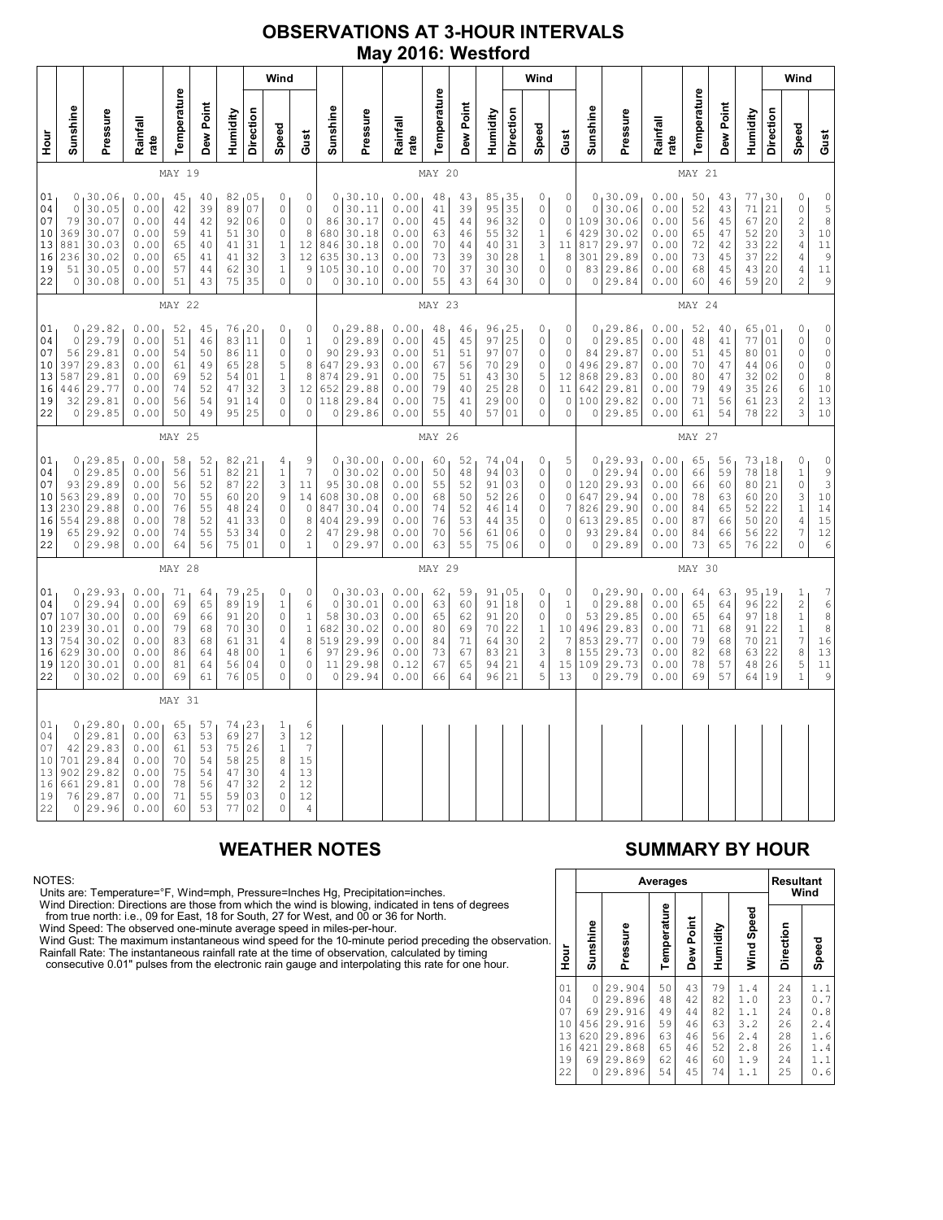# OBSERVATIONS AT 3-HOUR INTERVALS
## May 2016: Westford

### MAY 19

| Hour | Sunshine | Pressure | Rainfall rate | Temperature | Dew Point | Humidity | Wind Direction | Wind Speed | Wind Gust |
|---|---|---|---|---|---|---|---|---|---|
| 01 | 0 | 30.06 | 0.00 | 45 | 40 | 82 | 05 | 0 | 0 |
| 04 | 0 | 30.05 | 0.00 | 42 | 39 | 89 | 07 | 0 | 0 |
| 07 | 79 | 30.07 | 0.00 | 44 | 42 | 92 | 06 | 0 | 0 |
| 10 | 369 | 30.07 | 0.00 | 59 | 41 | 51 | 30 | 0 | 8 |
| 13 | 881 | 30.03 | 0.00 | 65 | 40 | 41 | 31 | 1 | 12 |
| 16 | 236 | 30.02 | 0.00 | 65 | 41 | 41 | 32 | 3 | 12 |
| 19 | 51 | 30.05 | 0.00 | 57 | 44 | 62 | 30 | 1 | 9 |
| 22 | 0 | 30.08 | 0.00 | 51 | 43 | 75 | 35 | 0 | 0 |

### MAY 20

| Hour | Sunshine | Pressure | Rainfall rate | Temperature | Dew Point | Humidity | Wind Direction | Wind Speed | Wind Gust |
|---|---|---|---|---|---|---|---|---|---|
| 01 | 0 | 30.10 | 0.00 | 48 | 43 | 85 | 35 | 0 | 0 |
| 04 | 0 | 30.11 | 0.00 | 41 | 39 | 95 | 35 | 0 | 0 |
| 07 | 86 | 30.17 | 0.00 | 45 | 44 | 96 | 32 | 0 | 0 |
| 10 | 680 | 30.18 | 0.00 | 63 | 46 | 55 | 32 | 1 | 6 |
| 13 | 846 | 30.18 | 0.00 | 70 | 44 | 40 | 31 | 3 | 11 |
| 16 | 635 | 30.13 | 0.00 | 73 | 39 | 30 | 28 | 1 | 8 |
| 19 | 105 | 30.10 | 0.00 | 70 | 37 | 30 | 30 | 0 | 0 |
| 22 | 0 | 30.10 | 0.00 | 55 | 43 | 64 | 30 | 0 | 0 |

### MAY 21

| Hour | Sunshine | Pressure | Rainfall rate | Temperature | Dew Point | Humidity | Wind Direction | Wind Speed | Wind Gust |
|---|---|---|---|---|---|---|---|---|---|
| 01 | 0 | 30.09 | 0.00 | 50 | 43 | 77 | 30 | 0 | 0 |
| 04 | 0 | 30.06 | 0.00 | 52 | 43 | 71 | 21 | 0 | 5 |
| 07 | 109 | 30.06 | 0.00 | 56 | 45 | 67 | 20 | 2 | 8 |
| 10 | 429 | 30.02 | 0.00 | 65 | 47 | 52 | 20 | 3 | 10 |
| 13 | 817 | 29.97 | 0.00 | 72 | 42 | 33 | 22 | 4 | 11 |
| 16 | 301 | 29.89 | 0.00 | 73 | 45 | 37 | 22 | 4 | 9 |
| 19 | 83 | 29.86 | 0.00 | 68 | 45 | 43 | 20 | 4 | 11 |
| 22 | 0 | 29.84 | 0.00 | 60 | 46 | 59 | 20 | 2 | 9 |

### MAY 22

| Hour | Sunshine | Pressure | Rainfall rate | Temperature | Dew Point | Humidity | Wind Direction | Wind Speed | Wind Gust |
|---|---|---|---|---|---|---|---|---|---|
| 01 | 0 | 29.82 | 0.00 | 52 | 45 | 76 | 20 | 0 | 0 |
| 04 | 0 | 29.79 | 0.00 | 51 | 46 | 83 | 11 | 0 | 1 |
| 07 | 56 | 29.81 | 0.00 | 54 | 50 | 86 | 11 | 0 | 0 |
| 10 | 397 | 29.83 | 0.00 | 61 | 49 | 65 | 28 | 5 | 8 |
| 13 | 587 | 29.81 | 0.00 | 69 | 52 | 54 | 01 | 1 | 8 |
| 16 | 446 | 29.77 | 0.00 | 74 | 52 | 47 | 32 | 3 | 12 |
| 19 | 32 | 29.81 | 0.00 | 56 | 54 | 91 | 14 | 0 | 0 |
| 22 | 0 | 29.85 | 0.00 | 50 | 49 | 95 | 25 | 0 | 0 |

### MAY 23

| Hour | Sunshine | Pressure | Rainfall rate | Temperature | Dew Point | Humidity | Wind Direction | Wind Speed | Wind Gust |
|---|---|---|---|---|---|---|---|---|---|
| 01 | 0 | 29.88 | 0.00 | 48 | 46 | 96 | 25 | 0 | 0 |
| 04 | 0 | 29.89 | 0.00 | 45 | 45 | 97 | 25 | 0 | 0 |
| 07 | 90 | 29.93 | 0.00 | 51 | 51 | 97 | 07 | 0 | 0 |
| 10 | 647 | 29.93 | 0.00 | 67 | 56 | 70 | 29 | 0 | 0 |
| 13 | 874 | 29.91 | 0.00 | 75 | 51 | 43 | 30 | 5 | 12 |
| 16 | 652 | 29.88 | 0.00 | 79 | 40 | 25 | 28 | 0 | 11 |
| 19 | 118 | 29.84 | 0.00 | 75 | 41 | 29 | 00 | 0 | 0 |
| 22 | 0 | 29.86 | 0.00 | 55 | 40 | 57 | 01 | 0 | 0 |

### MAY 24

| Hour | Sunshine | Pressure | Rainfall rate | Temperature | Dew Point | Humidity | Wind Direction | Wind Speed | Wind Gust |
|---|---|---|---|---|---|---|---|---|---|
| 01 | 0 | 29.86 | 0.00 | 52 | 40 | 65 | 01 | 0 | 0 |
| 04 | 0 | 29.85 | 0.00 | 48 | 41 | 77 | 01 | 0 | 0 |
| 07 | 84 | 29.87 | 0.00 | 51 | 45 | 80 | 01 | 0 | 0 |
| 10 | 496 | 29.87 | 0.00 | 70 | 47 | 44 | 06 | 0 | 0 |
| 13 | 868 | 29.83 | 0.00 | 80 | 47 | 32 | 02 | 0 | 8 |
| 16 | 642 | 29.81 | 0.00 | 79 | 49 | 35 | 26 | 6 | 10 |
| 19 | 100 | 29.82 | 0.00 | 71 | 56 | 61 | 23 | 2 | 13 |
| 22 | 0 | 29.85 | 0.00 | 61 | 54 | 78 | 22 | 3 | 10 |

### MAY 25

| Hour | Sunshine | Pressure | Rainfall rate | Temperature | Dew Point | Humidity | Wind Direction | Wind Speed | Wind Gust |
|---|---|---|---|---|---|---|---|---|---|
| 01 | 0 | 29.85 | 0.00 | 58 | 52 | 82 | 21 | 4 | 9 |
| 04 | 0 | 29.85 | 0.00 | 56 | 51 | 82 | 21 | 1 | 7 |
| 07 | 93 | 29.89 | 0.00 | 56 | 52 | 87 | 22 | 3 | 11 |
| 10 | 563 | 29.89 | 0.00 | 70 | 55 | 60 | 20 | 9 | 14 |
| 13 | 230 | 29.88 | 0.00 | 76 | 55 | 48 | 24 | 0 | 0 |
| 16 | 554 | 29.88 | 0.00 | 78 | 52 | 41 | 33 | 0 | 8 |
| 19 | 65 | 29.92 | 0.00 | 74 | 55 | 53 | 34 | 0 | 2 |
| 22 | 0 | 29.98 | 0.00 | 64 | 56 | 75 | 01 | 0 | 1 |

### MAY 26

| Hour | Sunshine | Pressure | Rainfall rate | Temperature | Dew Point | Humidity | Wind Direction | Wind Speed | Wind Gust |
|---|---|---|---|---|---|---|---|---|---|
| 01 | 0 | 30.00 | 0.00 | 60 | 52 | 74 | 04 | 0 | 5 |
| 04 | 0 | 30.02 | 0.00 | 50 | 48 | 94 | 03 | 0 | 0 |
| 07 | 95 | 30.08 | 0.00 | 55 | 52 | 91 | 03 | 0 | 0 |
| 10 | 608 | 30.08 | 0.00 | 68 | 50 | 52 | 26 | 0 | 0 |
| 13 | 847 | 30.04 | 0.00 | 74 | 52 | 46 | 14 | 0 | 7 |
| 16 | 404 | 29.99 | 0.00 | 76 | 53 | 44 | 35 | 0 | 0 |
| 19 | 47 | 29.98 | 0.00 | 70 | 56 | 61 | 06 | 0 | 0 |
| 22 | 0 | 29.97 | 0.00 | 63 | 55 | 75 | 06 | 0 | 0 |

### MAY 27

| Hour | Sunshine | Pressure | Rainfall rate | Temperature | Dew Point | Humidity | Wind Direction | Wind Speed | Wind Gust |
|---|---|---|---|---|---|---|---|---|---|
| 01 | 0 | 29.93 | 0.00 | 65 | 56 | 73 | 18 | 0 | 0 |
| 04 | 0 | 29.94 | 0.00 | 66 | 59 | 78 | 18 | 1 | 9 |
| 07 | 120 | 29.93 | 0.00 | 66 | 60 | 80 | 21 | 0 | 3 |
| 10 | 647 | 29.94 | 0.00 | 78 | 63 | 60 | 20 | 3 | 10 |
| 13 | 826 | 29.90 | 0.00 | 84 | 65 | 52 | 22 | 1 | 14 |
| 16 | 613 | 29.85 | 0.00 | 87 | 66 | 50 | 20 | 4 | 15 |
| 19 | 93 | 29.84 | 0.00 | 84 | 66 | 56 | 22 | 7 | 12 |
| 22 | 0 | 29.89 | 0.00 | 73 | 65 | 76 | 22 | 0 | 6 |

### MAY 28

| Hour | Sunshine | Pressure | Rainfall rate | Temperature | Dew Point | Humidity | Wind Direction | Wind Speed | Wind Gust |
|---|---|---|---|---|---|---|---|---|---|
| 01 | 0 | 29.93 | 0.00 | 71 | 64 | 79 | 25 | 0 | 0 |
| 04 | 0 | 29.94 | 0.00 | 69 | 65 | 89 | 19 | 1 | 6 |
| 07 | 107 | 30.00 | 0.00 | 69 | 66 | 91 | 20 | 0 | 1 |
| 10 | 239 | 30.01 | 0.00 | 79 | 68 | 70 | 30 | 0 | 1 |
| 13 | 754 | 30.02 | 0.00 | 83 | 68 | 61 | 31 | 4 | 8 |
| 16 | 629 | 30.00 | 0.00 | 86 | 64 | 48 | 00 | 1 | 6 |
| 19 | 120 | 30.01 | 0.00 | 81 | 64 | 56 | 04 | 0 | 0 |
| 22 | 0 | 30.02 | 0.00 | 69 | 61 | 76 | 05 | 0 | 0 |

### MAY 29

| Hour | Sunshine | Pressure | Rainfall rate | Temperature | Dew Point | Humidity | Wind Direction | Wind Speed | Wind Gust |
|---|---|---|---|---|---|---|---|---|---|
| 01 | 0 | 30.03 | 0.00 | 62 | 59 | 91 | 05 | 0 | 0 |
| 04 | 0 | 30.01 | 0.00 | 63 | 60 | 91 | 18 | 0 | 1 |
| 07 | 58 | 30.03 | 0.00 | 65 | 62 | 91 | 20 | 0 | 0 |
| 10 | 682 | 30.02 | 0.00 | 80 | 69 | 70 | 22 | 1 | 10 |
| 13 | 519 | 29.99 | 0.00 | 84 | 71 | 64 | 30 | 2 | 7 |
| 16 | 97 | 29.96 | 0.00 | 73 | 67 | 83 | 21 | 3 | 8 |
| 19 | 11 | 29.98 | 0.12 | 67 | 65 | 94 | 21 | 4 | 15 |
| 22 | 0 | 29.94 | 0.00 | 66 | 64 | 96 | 21 | 5 | 13 |

### MAY 30

| Hour | Sunshine | Pressure | Rainfall rate | Temperature | Dew Point | Humidity | Wind Direction | Wind Speed | Wind Gust |
|---|---|---|---|---|---|---|---|---|---|
| 01 | 0 | 29.90 | 0.00 | 64 | 63 | 95 | 19 | 1 | 7 |
| 04 | 0 | 29.88 | 0.00 | 65 | 64 | 96 | 22 | 2 | 6 |
| 07 | 53 | 29.85 | 0.00 | 65 | 64 | 97 | 18 | 1 | 8 |
| 10 | 496 | 29.83 | 0.00 | 71 | 68 | 91 | 22 | 1 | 8 |
| 13 | 853 | 29.77 | 0.00 | 79 | 68 | 70 | 21 | 7 | 16 |
| 16 | 155 | 29.73 | 0.00 | 82 | 68 | 63 | 22 | 8 | 13 |
| 19 | 109 | 29.73 | 0.00 | 78 | 57 | 48 | 26 | 5 | 11 |
| 22 | 0 | 29.79 | 0.00 | 69 | 57 | 64 | 19 | 1 | 9 |

### MAY 31

| Hour | Sunshine | Pressure | Rainfall rate | Temperature | Dew Point | Humidity | Wind Direction | Wind Speed | Wind Gust |
|---|---|---|---|---|---|---|---|---|---|
| 01 | 0 | 29.80 | 0.00 | 65 | 57 | 74 | 23 | 1 | 6 |
| 04 | 0 | 29.81 | 0.00 | 63 | 53 | 69 | 27 | 3 | 12 |
| 07 | 42 | 29.83 | 0.00 | 61 | 53 | 75 | 26 | 1 | 7 |
| 10 | 701 | 29.84 | 0.00 | 70 | 54 | 58 | 25 | 8 | 15 |
| 13 | 902 | 29.82 | 0.00 | 75 | 54 | 47 | 30 | 4 | 13 |
| 16 | 661 | 29.81 | 0.00 | 78 | 56 | 47 | 32 | 2 | 12 |
| 19 | 76 | 29.87 | 0.00 | 71 | 55 | 59 | 03 | 0 | 12 |
| 22 | 0 | 29.96 | 0.00 | 60 | 53 | 77 | 02 | 0 | 4 |

## WEATHER NOTES

NOTES:
Units are: Temperature=°F, Wind=mph, Pressure=Inches Hg, Precipitation=inches.
Wind Direction: Directions are those from which the wind is blowing, indicated in tens of degrees from true north: i.e., 09 for East, 18 for South, 27 for West, and 00 or 36 for North.
Wind Speed: The observed one-minute average speed in miles-per-hour.
Wind Gust: The maximum instantaneous wind speed for the 10-minute period preceding the observation.
Rainfall Rate: The instantaneous rainfall rate at the time of observation, calculated by timing consecutive 0.01" pulses from the electronic rain gauge and interpolating this rate for one hour.

## SUMMARY BY HOUR

| Hour | Averages | | | | | | Resultant Wind | |
|---|---|---|---|---|---|---|---|---|
| | Sunshine | Pressure | Temperature | Dew Point | Humidity | Wind Speed | Direction | Speed |
| 01 | 0 | 29.904 | 50 | 43 | 79 | 1.4 | 24 | 1.1 |
| 04 | 0 | 29.896 | 48 | 42 | 82 | 1.0 | 23 | 0.7 |
| 07 | 69 | 29.916 | 49 | 44 | 82 | 1.1 | 24 | 0.8 |
| 10 | 456 | 29.916 | 59 | 46 | 63 | 3.2 | 26 | 2.4 |
| 13 | 620 | 29.896 | 63 | 46 | 56 | 2.4 | 28 | 1.6 |
| 16 | 421 | 29.868 | 65 | 46 | 52 | 2.8 | 26 | 1.4 |
| 19 | 69 | 29.869 | 62 | 46 | 60 | 1.9 | 24 | 1.1 |
| 22 | 0 | 29.896 | 54 | 45 | 74 | 1.1 | 25 | 0.6 |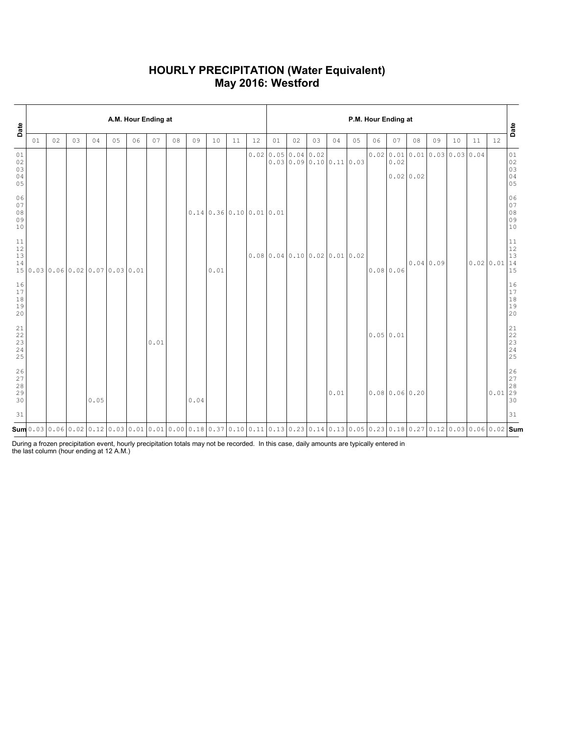# HOURLY PRECIPITATION (Water Equivalent)
## May 2016: Westford

| Date | A.M. Hour Ending at | | | | | | | | | | | | P.M. Hour Ending at | | | | | | | | | | | | Date |
|---|---|---|---|---|---|---|---|---|---|---|---|---|---|---|---|---|---|---|---|---|---|---|---|---|---|
| | 01 | 02 | 03 | 04 | 05 | 06 | 07 | 08 | 09 | 10 | 11 | 12 | 01 | 02 | 03 | 04 | 05 | 06 | 07 | 08 | 09 | 10 | 11 | 12 | |
| 01 | | | | | | | | | | | | 0.02 | 0.05 | 0.04 | 0.02 | | | 0.02 | 0.01 | 0.01 | 0.03 | 0.03 | 0.04 | | 01 |
| 02 | | | | | | | | | | | | | 0.03 | 0.09 | 0.10 | 0.11 | 0.03 | | 0.02 | | | | | | 02 |
| 03 | | | | | | | | | | | | | | | | | | | | | | | | | 03 |
| 04 | | | | | | | | | | | | | | | | | | | 0.02 | 0.02 | | | | | 04 |
| 05 | | | | | | | | | | | | | | | | | | | | | | | | | 05 |
| 06 | | | | | | | | | | | | | | | | | | | | | | | | | 06 |
| 07 | | | | | | | | | | | | | | | | | | | | | | | | | 07 |
| 08 | | | | | | | | | 0.14 | 0.36 | 0.10 | 0.01 | 0.01 | | | | | | | | | | | | 08 |
| 09 | | | | | | | | | | | | | | | | | | | | | | | | | 09 |
| 10 | | | | | | | | | | | | | | | | | | | | | | | | | 10 |
| 11 | | | | | | | | | | | | | | | | | | | | | | | | | 11 |
| 12 | | | | | | | | | | | | | | | | | | | | | | | | | 12 |
| 13 | | | | | | | | | | | | 0.08 | 0.04 | 0.10 | 0.02 | 0.01 | 0.02 | | | | | | | | 13 |
| 14 | | | | | | | | | | | | | | | | | | | | 0.04 | 0.09 | | 0.02 | 0.01 | 14 |
| 15 | 0.03 | 0.06 | 0.02 | 0.07 | 0.03 | 0.01 | | | | 0.01 | | | | | | | | 0.08 | 0.06 | | | | | | 15 |
| 16 | | | | | | | | | | | | | | | | | | | | | | | | | 16 |
| 17 | | | | | | | | | | | | | | | | | | | | | | | | | 17 |
| 18 | | | | | | | | | | | | | | | | | | | | | | | | | 18 |
| 19 | | | | | | | | | | | | | | | | | | | | | | | | | 19 |
| 20 | | | | | | | | | | | | | | | | | | | | | | | | | 20 |
| 21 | | | | | | | | | | | | | | | | | | | | | | | | | 21 |
| 22 | | | | | | | | | | | | | | | | | | 0.05 | 0.01 | | | | | | 22 |
| 23 | | | | | | | 0.01 | | | | | | | | | | | | | | | | | | 23 |
| 24 | | | | | | | | | | | | | | | | | | | | | | | | | 24 |
| 25 | | | | | | | | | | | | | | | | | | | | | | | | | 25 |
| 26 | | | | | | | | | | | | | | | | | | | | | | | | | 26 |
| 27 | | | | | | | | | | | | | | | | | | | | | | | | | 27 |
| 28 | | | | | | | | | | | | | | | | | | | | | | | | | 28 |
| 29 | | | | | | | | | | | | | | | | 0.01 | | 0.08 | 0.06 | 0.20 | | | | 0.01 | 29 |
| 30 | | | | 0.05 | | | | | 0.04 | | | | | | | | | | | | | | | | 30 |
| 31 | | | | | | | | | | | | | | | | | | | | | | | | | 31 |
| **Sum** | 0.03 | 0.06 | 0.02 | 0.12 | 0.03 | 0.01 | 0.01 | 0.00 | 0.18 | 0.37 | 0.10 | 0.11 | 0.13 | 0.23 | 0.14 | 0.13 | 0.05 | 0.23 | 0.18 | 0.27 | 0.12 | 0.03 | 0.06 | 0.02 | **Sum** |

During a frozen precipitation event, hourly precipitation totals may not be recorded. In this case, daily amounts are typically entered in the last column (hour ending at 12 A.M.)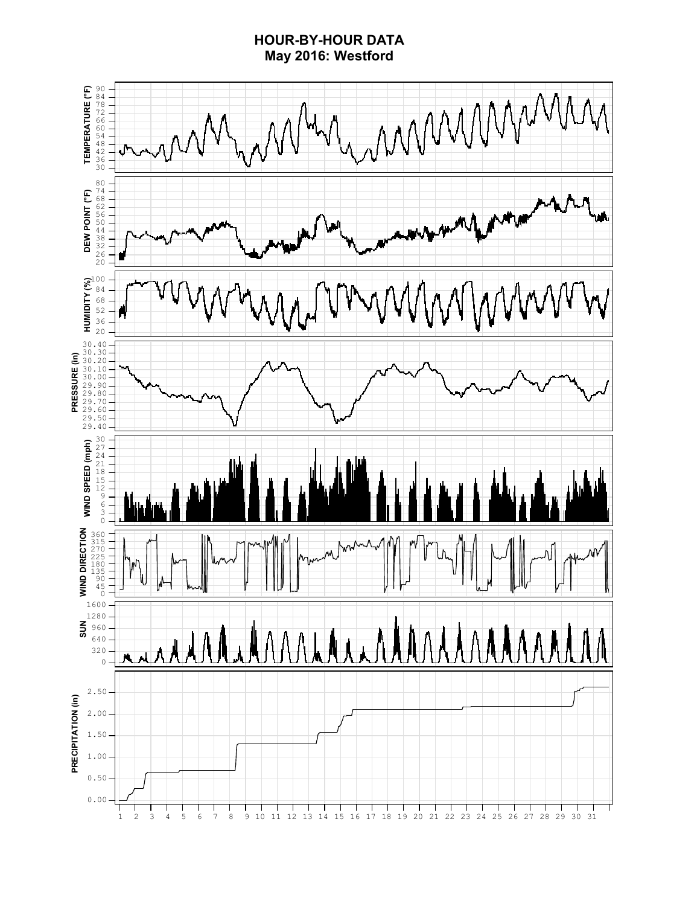# HOUR-BY-HOUR DATA
## May 2016: Westford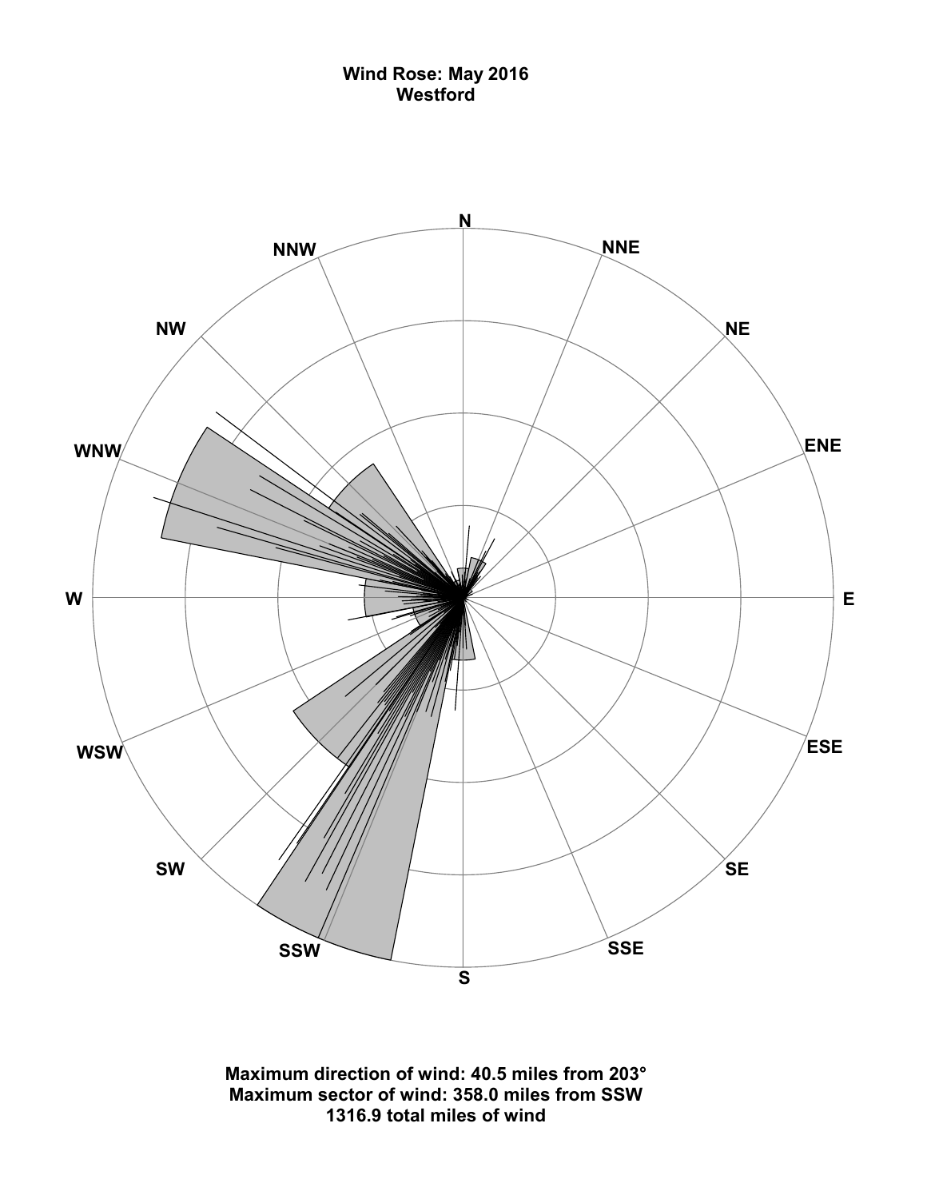Wind Rose: May 2016
Westford

N
NNE
NE
ENE
E
ESE
SE
SSE
S
SSW
SW
WSW
W
WNW
NW
NNW

Maximum direction of wind: 40.5 miles from 203°
Maximum sector of wind: 358.0 miles from SSW
1316.9 total miles of wind